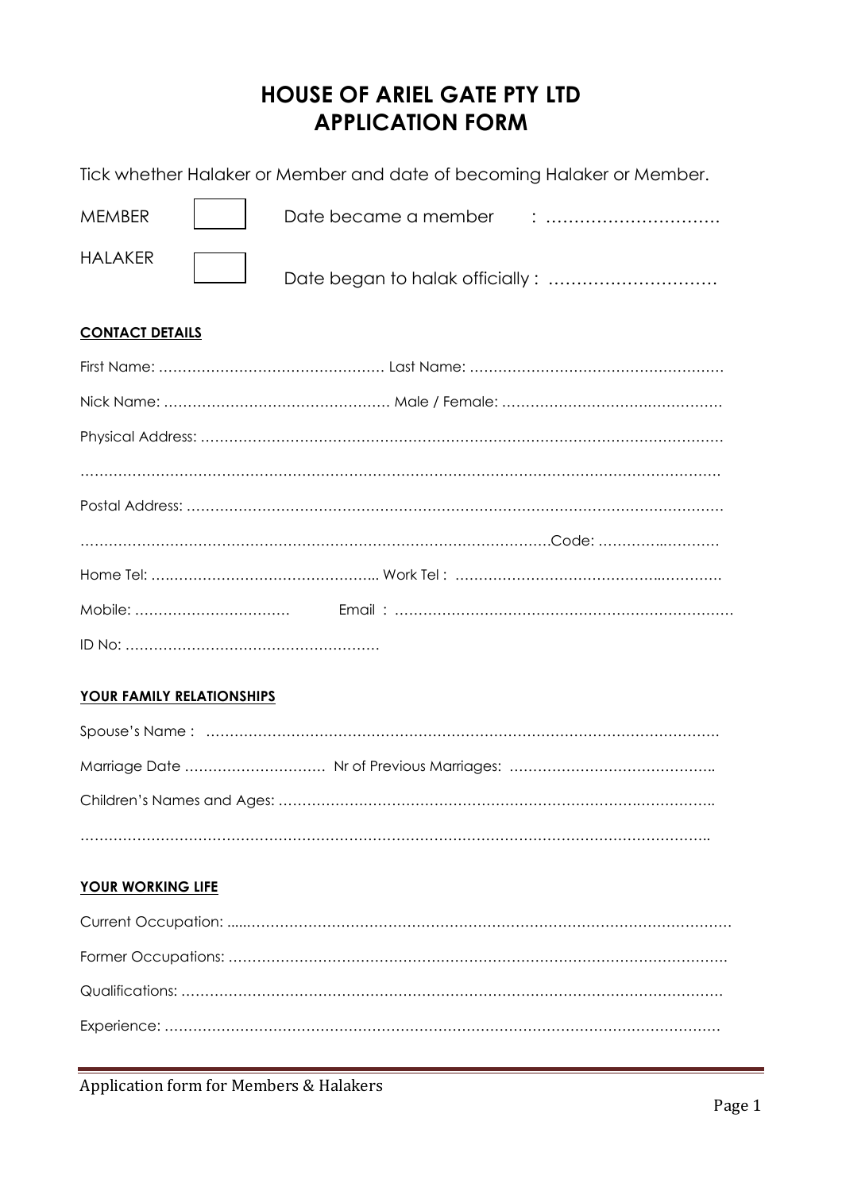# HOUSE OF ARIEL GATE PTY LTD
# APPLICATION FORM

Tick whether Halaker or Member and date of becoming Halaker or Member.

MEMBER ☐ Date became a member : ………………………….

HALAKER ☐ Date began to halak officially : ………………………….

**CONTACT DETAILS**

First Name: ………………………………………… Last Name: ……………………………………………….

Nick Name: ………………………………………… Male / Female: ……………………………………………

Physical Address: ……………………………………………………………………………………………………

……………………………………………………………………………………………………………………………

Postal Address: ………………………………………………………………………………………………………

……………………………………………………………………………………….Code: ………….……….

Home Tel: ……………………………………….. Work Tel : ………………………………………………….

Mobile: …………………………… Email : ………………………………………………………………

ID No: ……………………………………………….

**YOUR FAMILY RELATIONSHIPS**

Spouse's Name : …………………………………………………………………………………………….

Marriage Date ………………………… Nr of Previous Marriages: ……………………………………..

Children's Names and Ages: …………………………………………………………………………………..

…………………………………………………………………………………………………………………………..

**YOUR WORKING LIFE**

Current Occupation: …..………………………………………………………………………………………….

Former Occupations: ………………………………………………………………………………………………

Qualifications: ………………………………………………………………………………………………………

Experience: …………………………………………………………………………………………………………

Application form for Members & Halakers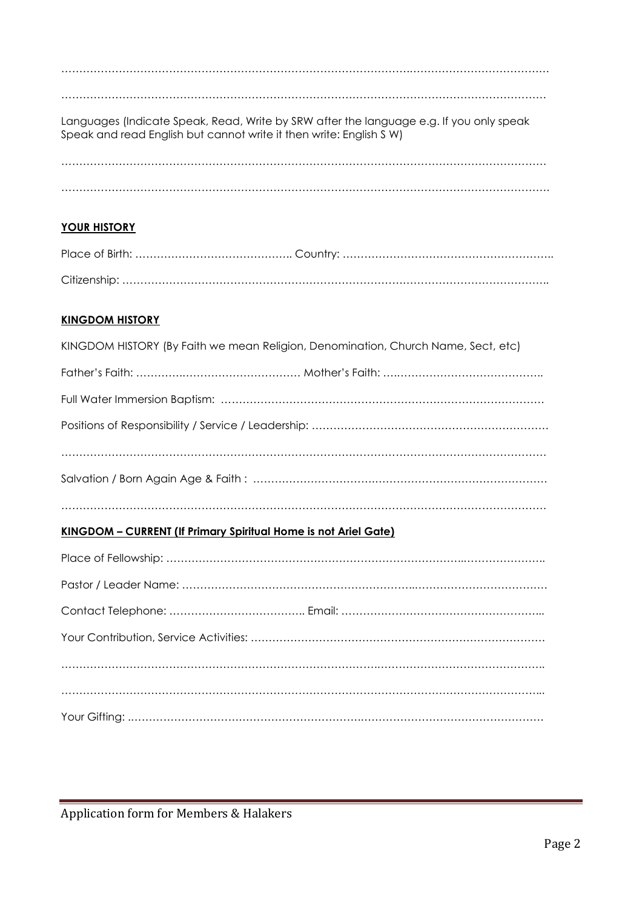…………………………………………………………………………………………………………………………

…………………………………………………………………………………………………………………………

Languages (Indicate Speak, Read, Write by SRW after the language e.g. If you only speak Speak and read English but cannot write it then write: English S W)

…………………………………………………………………………………………………………………………

…………………………………………………………………………………………………………………………

**YOUR HISTORY**

Place of Birth: …………………………………….. Country: …………………………………………………..

Citizenship: ……………………………………………………………………………………………………..

**KINGDOM HISTORY**

KINGDOM HISTORY (By Faith we mean Religion, Denomination, Church Name, Sect, etc)

Father's Faith: ……………………………………… Mother's Faith: ……………………………………..

Full Water Immersion Baptism: ……………………………………………………………………………

Positions of Responsibility / Service / Leadership: ………………………………………………………….

…………………………………………………………………………………………………………………………

Salvation / Born Again Age & Faith : ……………………………………………………………………….

…………………………………………………………………………………………………………………………

**KINGDOM – CURRENT (If Primary Spiritual Home is not Ariel Gate)**

Place of Fellowship: ……………………………………………………………………………………………..

Pastor / Leader Name: ……………………………………………………………………………………………

Contact Telephone: ……………………………….. Email: ………………………………………………...

Your Contribution, Service Activities: ………………………………………………………………………

…………………………………………………………………………………………………………………………..

…………………………………………………………………………………………………………………………...

Your Gifting: ……………………………………………………………………………………………………

Application form for Members & Halakers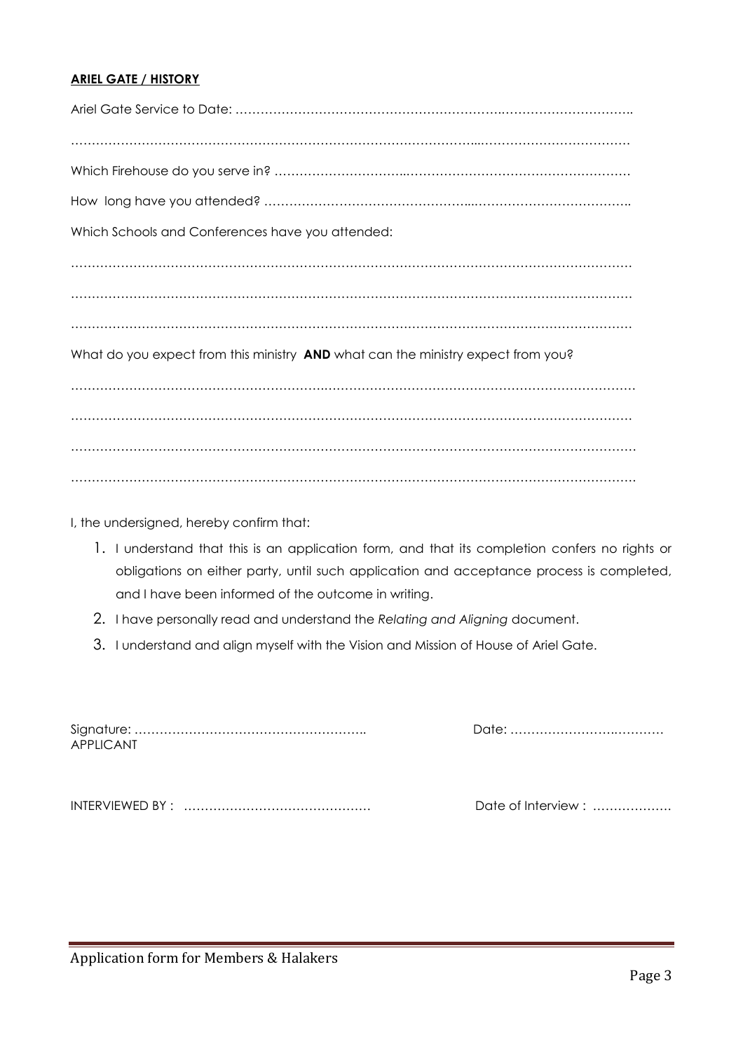**ARIEL GATE / HISTORY**

Ariel Gate Service to Date: ……………………………………………………….…………………………..

…………………………………………………………………………………...……………………………

Which Firehouse do you serve in? ……………………………..……………………………………………

How long have you attended? …………………………………………...………………………………..

Which Schools and Conferences have you attended:

……………………………………………………………………………………………………………

……………………………………………………………………………………………………………

……………………………………………………………………………………………………………

What do you expect from this ministry **AND** what can the ministry expect from you?

……………………………………………………………………………………………………………

……………………………………………………………………………………………………………

……………………………………………………………………………………………………………

……………………………………………………………………………………………………………

I, the undersigned, hereby confirm that:

1. I understand that this is an application form, and that its completion confers no rights or obligations on either party, until such application and acceptance process is completed, and I have been informed of the outcome in writing.
2. I have personally read and understand the *Relating and Aligning* document.
3. I understand and align myself with the Vision and Mission of House of Ariel Gate.

Signature: ……………………………………………….. Date: ………………….…………
APPLICANT

INTERVIEWED BY : ……………………………………… Date of Interview : ………………

Application form for Members & Halakers